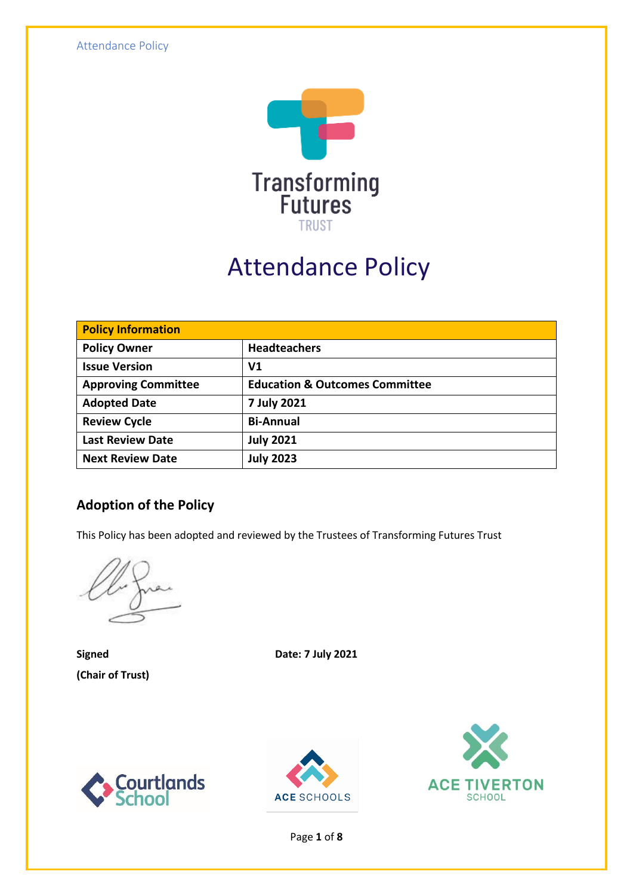# Attendance Policy

| Policy Information | |
|---|---|
| **Policy Owner** | **Headteachers** |
| **Issue Version** | **V1** |
| **Approving Committee** | **Education & Outcomes Committee** |
| **Adopted Date** | **7 July 2021** |
| **Review Cycle** | **Bi-Annual** |
| **Last Review Date** | **July 2021** |
| **Next Review Date** | **July 2023** |

## Adoption of the Policy

This Policy has been adopted and reviewed by the Trustees of Transforming Futures Trust

**Signed** **Date: 7 July 2021**

**(Chair of Trust)**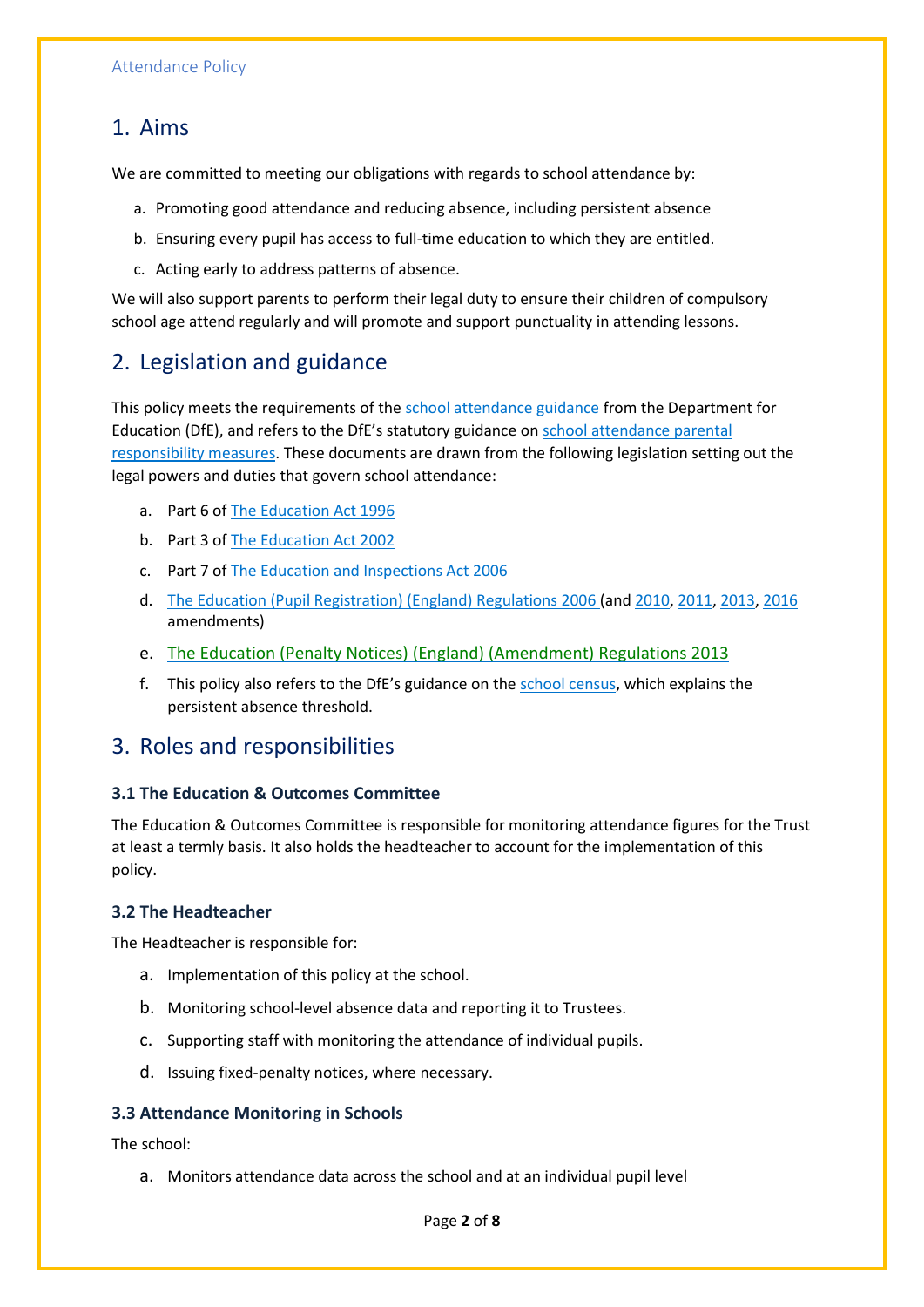## 1. Aims

We are committed to meeting our obligations with regards to school attendance by:

a. Promoting good attendance and reducing absence, including persistent absence
b. Ensuring every pupil has access to full-time education to which they are entitled.
c. Acting early to address patterns of absence.

We will also support parents to perform their legal duty to ensure their children of compulsory school age attend regularly and will promote and support punctuality in attending lessons.

## 2. Legislation and guidance

This policy meets the requirements of the school attendance guidance from the Department for Education (DfE), and refers to the DfE's statutory guidance on school attendance parental responsibility measures. These documents are drawn from the following legislation setting out the legal powers and duties that govern school attendance:

a. Part 6 of The Education Act 1996
b. Part 3 of The Education Act 2002
c. Part 7 of The Education and Inspections Act 2006
d. The Education (Pupil Registration) (England) Regulations 2006 (and 2010, 2011, 2013, 2016 amendments)
e. The Education (Penalty Notices) (England) (Amendment) Regulations 2013
f. This policy also refers to the DfE's guidance on the school census, which explains the persistent absence threshold.

## 3. Roles and responsibilities

### 3.1 The Education & Outcomes Committee

The Education & Outcomes Committee is responsible for monitoring attendance figures for the Trust at least a termly basis. It also holds the headteacher to account for the implementation of this policy.

### 3.2 The Headteacher

The Headteacher is responsible for:

a. Implementation of this policy at the school.
b. Monitoring school-level absence data and reporting it to Trustees.
c. Supporting staff with monitoring the attendance of individual pupils.
d. Issuing fixed-penalty notices, where necessary.

### 3.3 Attendance Monitoring in Schools

The school:

a. Monitors attendance data across the school and at an individual pupil level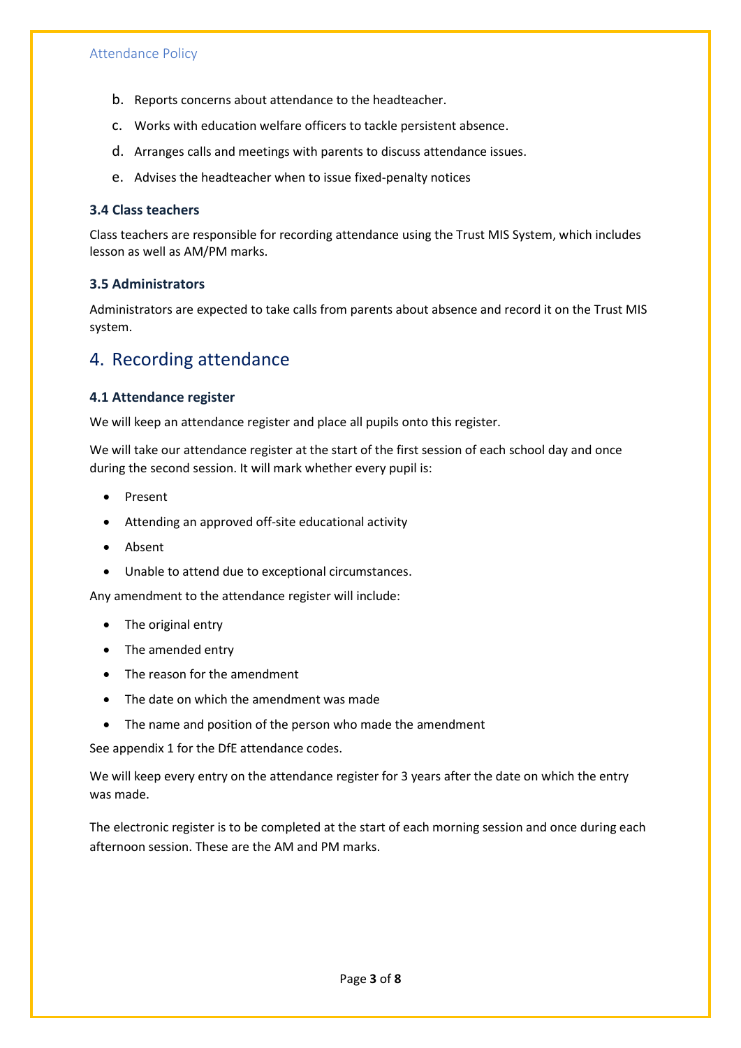b. Reports concerns about attendance to the headteacher.
c. Works with education welfare officers to tackle persistent absence.
d. Arranges calls and meetings with parents to discuss attendance issues.
e. Advises the headteacher when to issue fixed-penalty notices

### 3.4 Class teachers

Class teachers are responsible for recording attendance using the Trust MIS System, which includes lesson as well as AM/PM marks.

### 3.5 Administrators

Administrators are expected to take calls from parents about absence and record it on the Trust MIS system.

## 4. Recording attendance

### 4.1 Attendance register

We will keep an attendance register and place all pupils onto this register.

We will take our attendance register at the start of the first session of each school day and once during the second session. It will mark whether every pupil is:

- Present
- Attending an approved off-site educational activity
- Absent
- Unable to attend due to exceptional circumstances.

Any amendment to the attendance register will include:

- The original entry
- The amended entry
- The reason for the amendment
- The date on which the amendment was made
- The name and position of the person who made the amendment

See appendix 1 for the DfE attendance codes.

We will keep every entry on the attendance register for 3 years after the date on which the entry was made.

The electronic register is to be completed at the start of each morning session and once during each afternoon session. These are the AM and PM marks.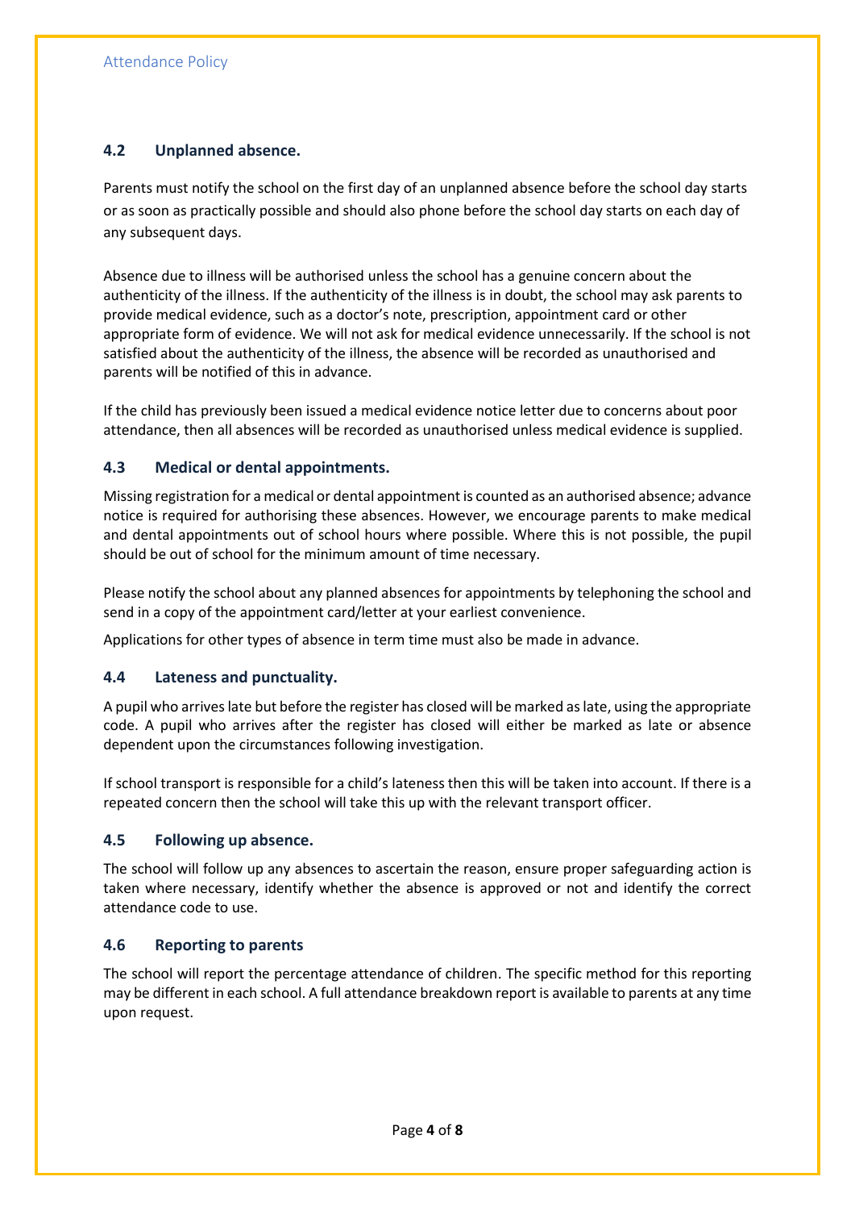### 4.2 Unplanned absence.

Parents must notify the school on the first day of an unplanned absence before the school day starts or as soon as practically possible and should also phone before the school day starts on each day of any subsequent days.

Absence due to illness will be authorised unless the school has a genuine concern about the authenticity of the illness. If the authenticity of the illness is in doubt, the school may ask parents to provide medical evidence, such as a doctor's note, prescription, appointment card or other appropriate form of evidence. We will not ask for medical evidence unnecessarily. If the school is not satisfied about the authenticity of the illness, the absence will be recorded as unauthorised and parents will be notified of this in advance.

If the child has previously been issued a medical evidence notice letter due to concerns about poor attendance, then all absences will be recorded as unauthorised unless medical evidence is supplied.

### 4.3 Medical or dental appointments.

Missing registration for a medical or dental appointment is counted as an authorised absence; advance notice is required for authorising these absences. However, we encourage parents to make medical and dental appointments out of school hours where possible. Where this is not possible, the pupil should be out of school for the minimum amount of time necessary.

Please notify the school about any planned absences for appointments by telephoning the school and send in a copy of the appointment card/letter at your earliest convenience.

Applications for other types of absence in term time must also be made in advance.

### 4.4 Lateness and punctuality.

A pupil who arrives late but before the register has closed will be marked as late, using the appropriate code. A pupil who arrives after the register has closed will either be marked as late or absence dependent upon the circumstances following investigation.

If school transport is responsible for a child's lateness then this will be taken into account. If there is a repeated concern then the school will take this up with the relevant transport officer.

### 4.5 Following up absence.

The school will follow up any absences to ascertain the reason, ensure proper safeguarding action is taken where necessary, identify whether the absence is approved or not and identify the correct attendance code to use.

### 4.6 Reporting to parents

The school will report the percentage attendance of children. The specific method for this reporting may be different in each school. A full attendance breakdown report is available to parents at any time upon request.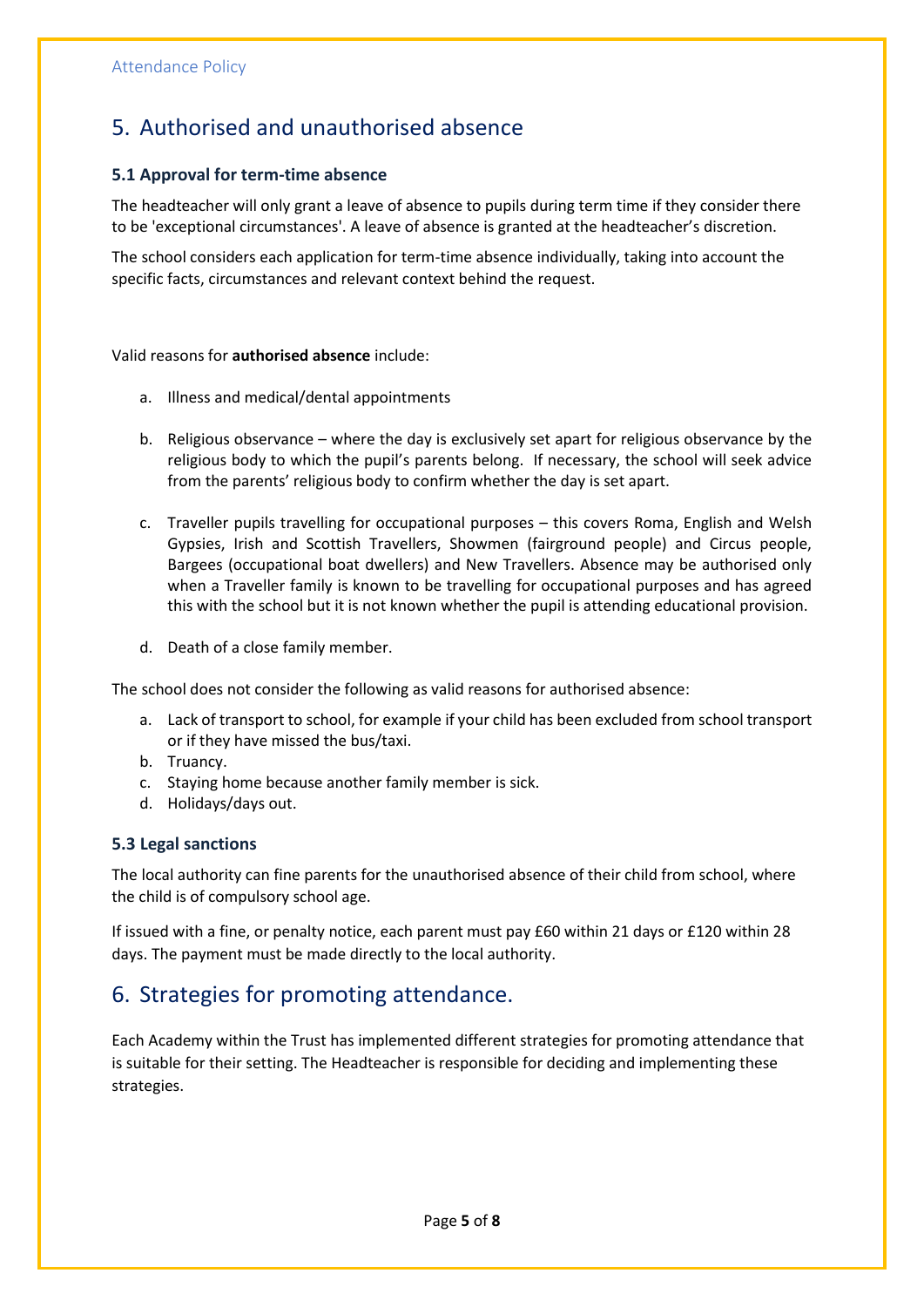## 5. Authorised and unauthorised absence

### 5.1 Approval for term-time absence

The headteacher will only grant a leave of absence to pupils during term time if they consider there to be 'exceptional circumstances'. A leave of absence is granted at the headteacher's discretion.

The school considers each application for term-time absence individually, taking into account the specific facts, circumstances and relevant context behind the request.

Valid reasons for **authorised absence** include:

a. Illness and medical/dental appointments

b. Religious observance – where the day is exclusively set apart for religious observance by the religious body to which the pupil's parents belong. If necessary, the school will seek advice from the parents' religious body to confirm whether the day is set apart.

c. Traveller pupils travelling for occupational purposes – this covers Roma, English and Welsh Gypsies, Irish and Scottish Travellers, Showmen (fairground people) and Circus people, Bargees (occupational boat dwellers) and New Travellers. Absence may be authorised only when a Traveller family is known to be travelling for occupational purposes and has agreed this with the school but it is not known whether the pupil is attending educational provision.

d. Death of a close family member.

The school does not consider the following as valid reasons for authorised absence:

a. Lack of transport to school, for example if your child has been excluded from school transport or if they have missed the bus/taxi.
b. Truancy.
c. Staying home because another family member is sick.
d. Holidays/days out.

### 5.3 Legal sanctions

The local authority can fine parents for the unauthorised absence of their child from school, where the child is of compulsory school age.

If issued with a fine, or penalty notice, each parent must pay £60 within 21 days or £120 within 28 days. The payment must be made directly to the local authority.

## 6. Strategies for promoting attendance.

Each Academy within the Trust has implemented different strategies for promoting attendance that is suitable for their setting. The Headteacher is responsible for deciding and implementing these strategies.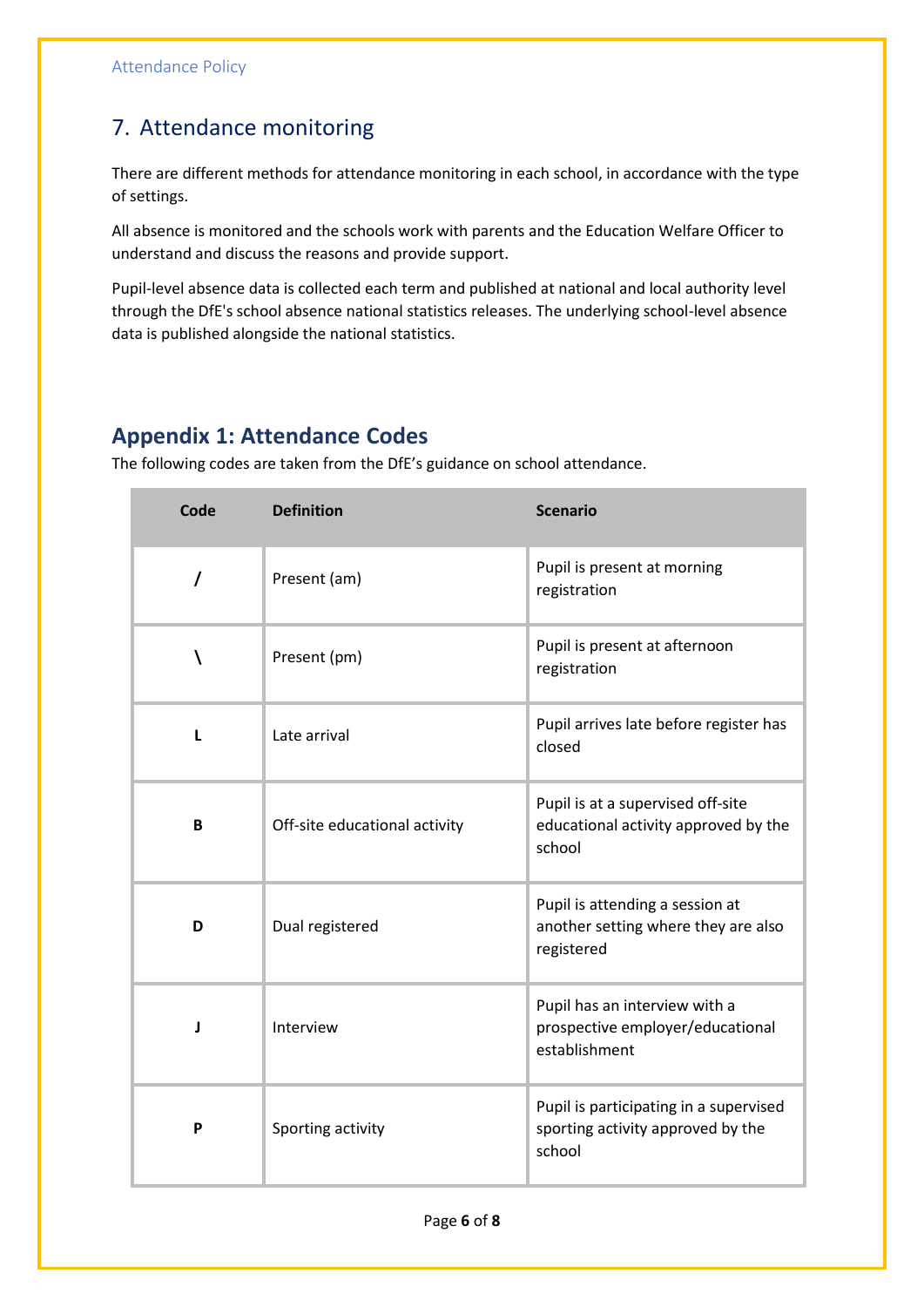## 7. Attendance monitoring

There are different methods for attendance monitoring in each school, in accordance with the type of settings.

All absence is monitored and the schools work with parents and the Education Welfare Officer to understand and discuss the reasons and provide support.

Pupil-level absence data is collected each term and published at national and local authority level through the DfE's school absence national statistics releases. The underlying school-level absence data is published alongside the national statistics.

## Appendix 1: Attendance Codes

The following codes are taken from the DfE's guidance on school attendance.

| Code | Definition | Scenario |
|---|---|---|
| / | Present (am) | Pupil is present at morning registration |
| \ | Present (pm) | Pupil is present at afternoon registration |
| L | Late arrival | Pupil arrives late before register has closed |
| B | Off-site educational activity | Pupil is at a supervised off-site educational activity approved by the school |
| D | Dual registered | Pupil is attending a session at another setting where they are also registered |
| J | Interview | Pupil has an interview with a prospective employer/educational establishment |
| P | Sporting activity | Pupil is participating in a supervised sporting activity approved by the school |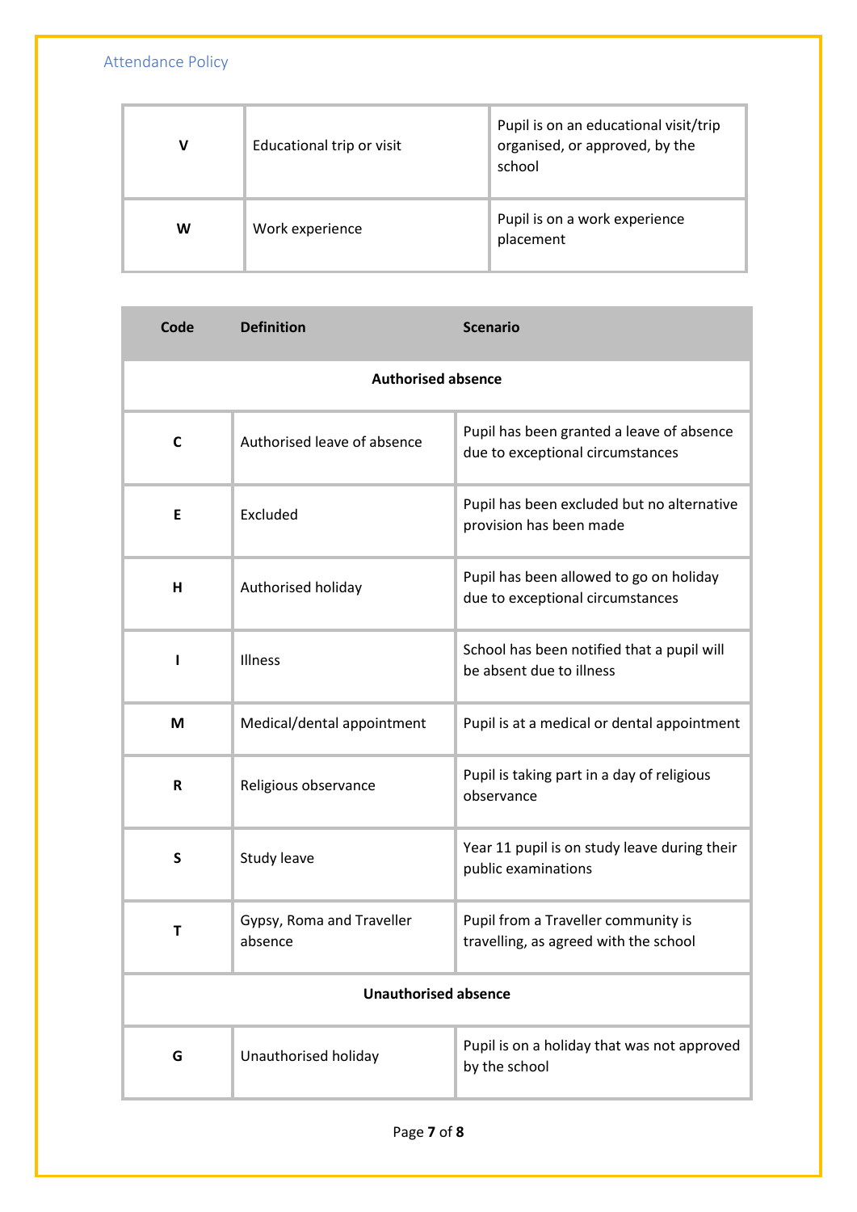| | | |
|---|---|---|
| **V** | Educational trip or visit | Pupil is on an educational visit/trip organised, or approved, by the school |
| **W** | Work experience | Pupil is on a work experience placement |

| Code | Definition | Scenario |
|---|---|---|
| **Authorised absence** | | |
| **C** | Authorised leave of absence | Pupil has been granted a leave of absence due to exceptional circumstances |
| **E** | Excluded | Pupil has been excluded but no alternative provision has been made |
| **H** | Authorised holiday | Pupil has been allowed to go on holiday due to exceptional circumstances |
| **I** | Illness | School has been notified that a pupil will be absent due to illness |
| **M** | Medical/dental appointment | Pupil is at a medical or dental appointment |
| **R** | Religious observance | Pupil is taking part in a day of religious observance |
| **S** | Study leave | Year 11 pupil is on study leave during their public examinations |
| **T** | Gypsy, Roma and Traveller absence | Pupil from a Traveller community is travelling, as agreed with the school |
| **Unauthorised absence** | | |
| **G** | Unauthorised holiday | Pupil is on a holiday that was not approved by the school |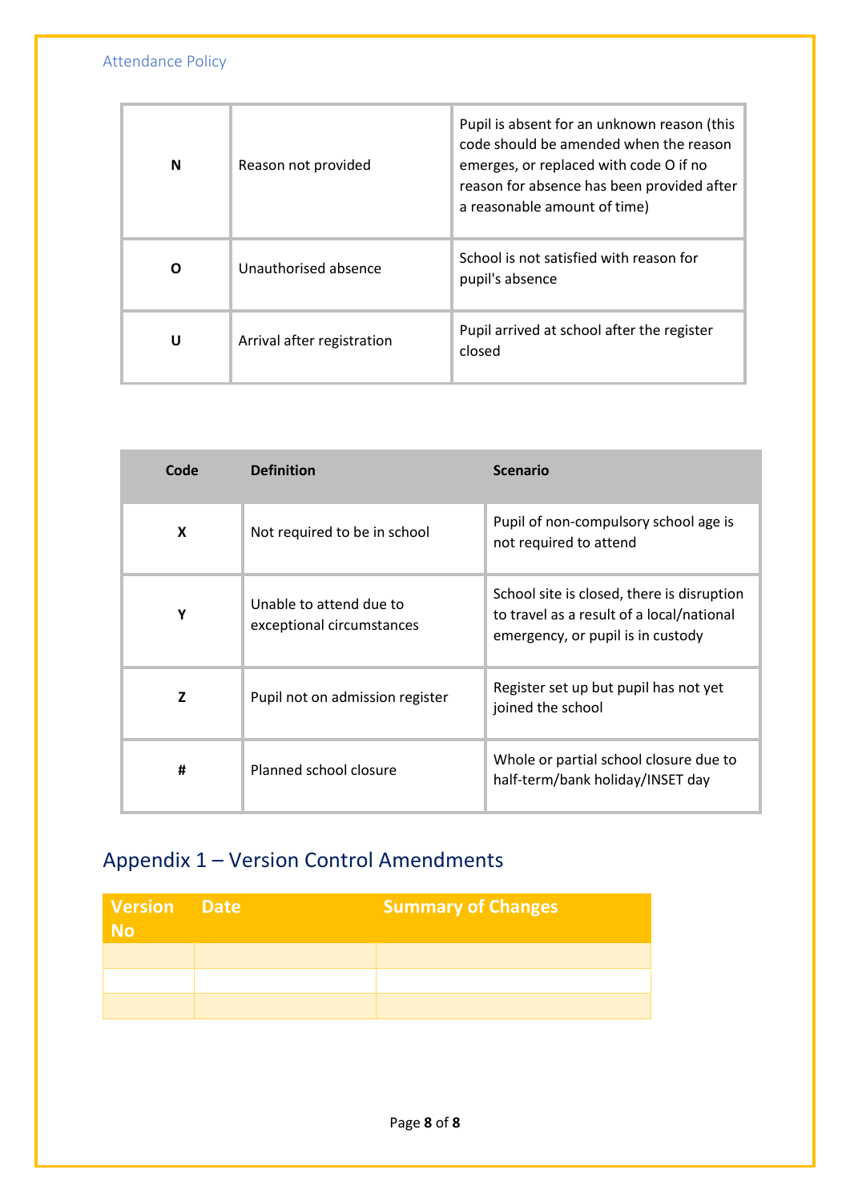| | | |
|---|---|---|
| **N** | Reason not provided | Pupil is absent for an unknown reason (this code should be amended when the reason emerges, or replaced with code O if no reason for absence has been provided after a reasonable amount of time) |
| **O** | Unauthorised absence | School is not satisfied with reason for pupil's absence |
| **U** | Arrival after registration | Pupil arrived at school after the register closed |

| Code | Definition | Scenario |
|---|---|---|
| **X** | Not required to be in school | Pupil of non-compulsory school age is not required to attend |
| **Y** | Unable to attend due to exceptional circumstances | School site is closed, there is disruption to travel as a result of a local/national emergency, or pupil is in custody |
| **Z** | Pupil not on admission register | Register set up but pupil has not yet joined the school |
| **#** | Planned school closure | Whole or partial school closure due to half-term/bank holiday/INSET day |

## Appendix 1 – Version Control Amendments

| Version No | Date | Summary of Changes |
|---|---|---|
| | | |
| | | |
| | | |